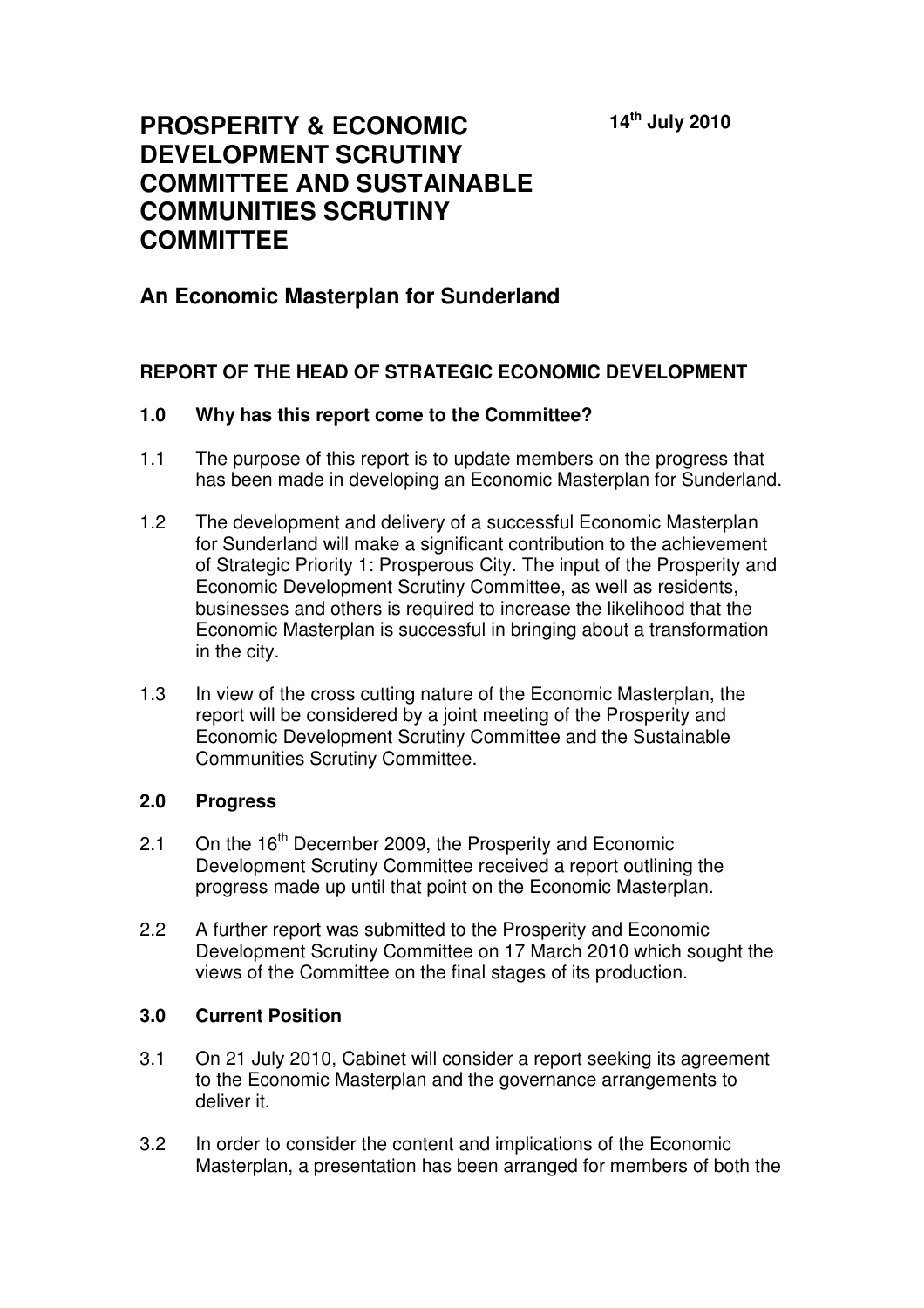**14th July 2010**

# PROSPERITY & ECONOMIC DEVELOPMENT SCRUTINY COMMITTEE AND SUSTAINABLE COMMUNITIES SCRUTINY COMMITTEE

## An Economic Masterplan for Sunderland

**REPORT OF THE HEAD OF STRATEGIC ECONOMIC DEVELOPMENT**

**1.0 Why has this report come to the Committee?**

1.1 The purpose of this report is to update members on the progress that has been made in developing an Economic Masterplan for Sunderland.

1.2 The development and delivery of a successful Economic Masterplan for Sunderland will make a significant contribution to the achievement of Strategic Priority 1: Prosperous City. The input of the Prosperity and Economic Development Scrutiny Committee, as well as residents, businesses and others is required to increase the likelihood that the Economic Masterplan is successful in bringing about a transformation in the city.

1.3 In view of the cross cutting nature of the Economic Masterplan, the report will be considered by a joint meeting of the Prosperity and Economic Development Scrutiny Committee and the Sustainable Communities Scrutiny Committee.

**2.0 Progress**

2.1 On the 16th December 2009, the Prosperity and Economic Development Scrutiny Committee received a report outlining the progress made up until that point on the Economic Masterplan.

2.2 A further report was submitted to the Prosperity and Economic Development Scrutiny Committee on 17 March 2010 which sought the views of the Committee on the final stages of its production.

**3.0 Current Position**

3.1 On 21 July 2010, Cabinet will consider a report seeking its agreement to the Economic Masterplan and the governance arrangements to deliver it.

3.2 In order to consider the content and implications of the Economic Masterplan, a presentation has been arranged for members of both the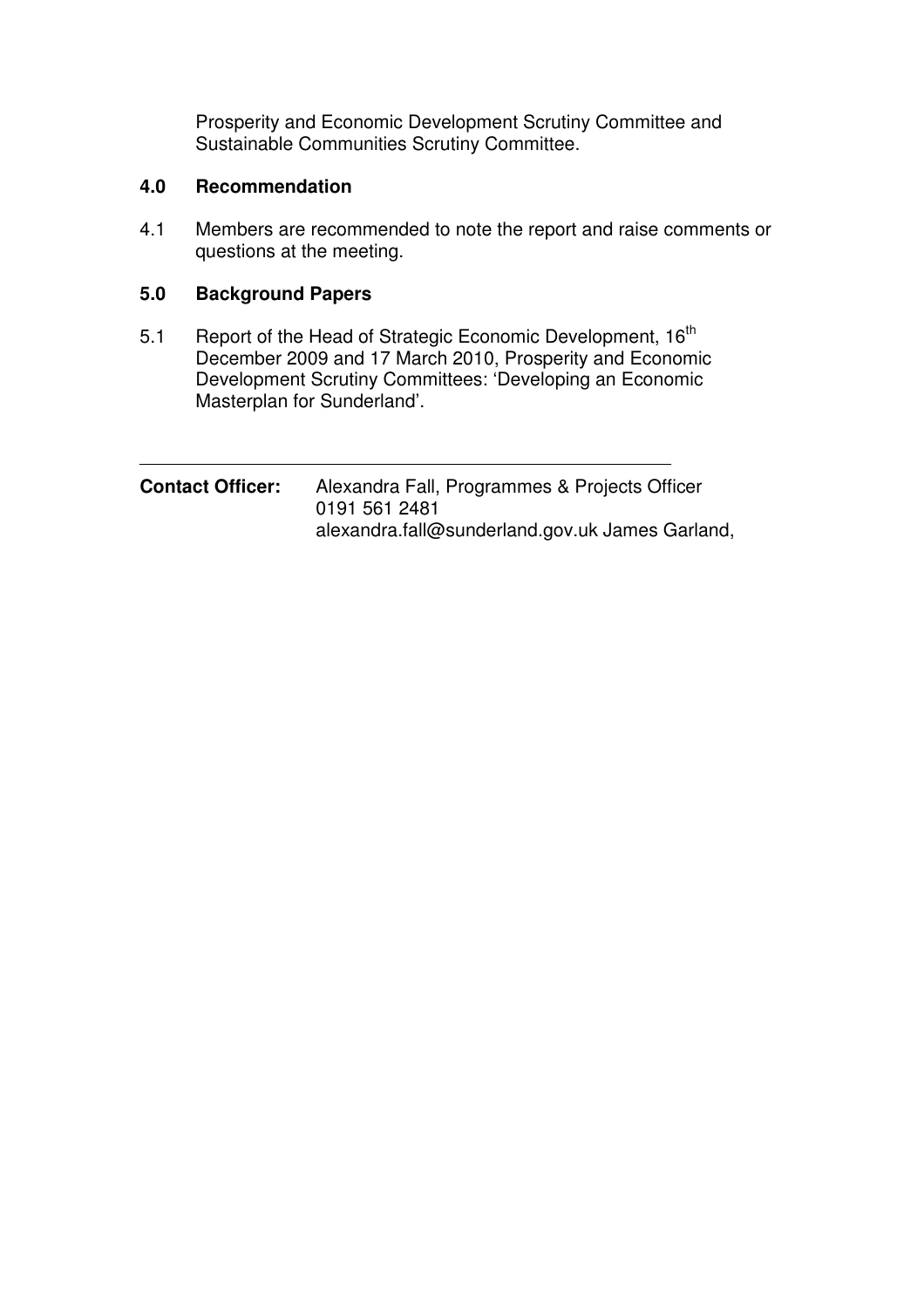Prosperity and Economic Development Scrutiny Committee and Sustainable Communities Scrutiny Committee.

## 4.0 Recommendation

4.1 Members are recommended to note the report and raise comments or questions at the meeting.

## 5.0 Background Papers

5.1 Report of the Head of Strategic Economic Development, 16th December 2009 and 17 March 2010, Prosperity and Economic Development Scrutiny Committees: 'Developing an Economic Masterplan for Sunderland'.

---

**Contact Officer:** Alexandra Fall, Programmes & Projects Officer
0191 561 2481
alexandra.fall@sunderland.gov.uk James Garland,